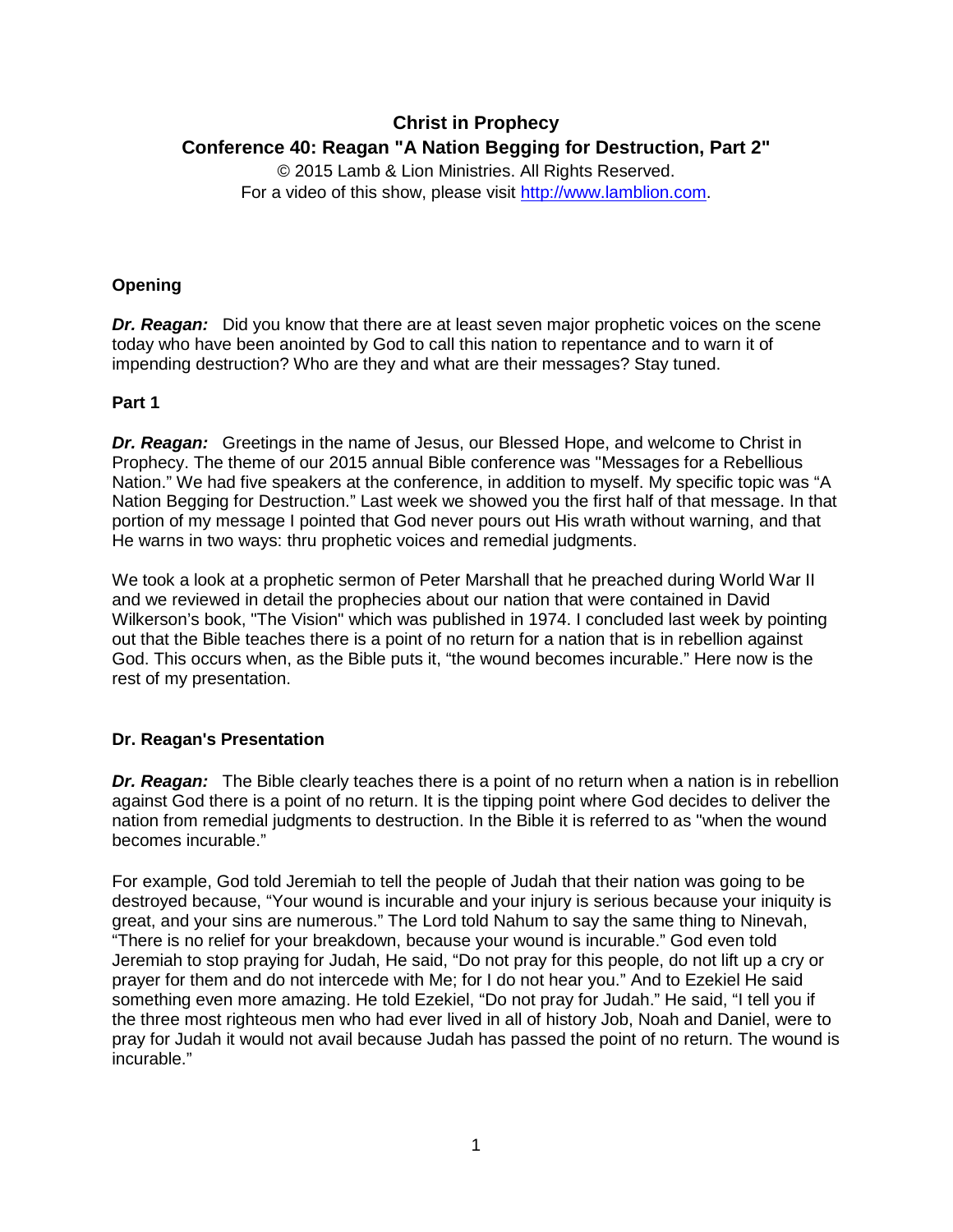# Christ in Prophecy

## Conference 40: Reagan "A Nation Begging for Destruction, Part 2"

© 2015 Lamb & Lion Ministries. All Rights Reserved.
For a video of this show, please visit [http://www.lamblion.com](http://www.lamblion.com).

### Opening

***Dr. Reagan:*** Did you know that there are at least seven major prophetic voices on the scene today who have been anointed by God to call this nation to repentance and to warn it of impending destruction? Who are they and what are their messages? Stay tuned.

### Part 1

***Dr. Reagan:*** Greetings in the name of Jesus, our Blessed Hope, and welcome to Christ in Prophecy. The theme of our 2015 annual Bible conference was "Messages for a Rebellious Nation." We had five speakers at the conference, in addition to myself. My specific topic was "A Nation Begging for Destruction." Last week we showed you the first half of that message. In that portion of my message I pointed that God never pours out His wrath without warning, and that He warns in two ways: thru prophetic voices and remedial judgments.

We took a look at a prophetic sermon of Peter Marshall that he preached during World War II and we reviewed in detail the prophecies about our nation that were contained in David Wilkerson's book, "The Vision" which was published in 1974. I concluded last week by pointing out that the Bible teaches there is a point of no return for a nation that is in rebellion against God. This occurs when, as the Bible puts it, "the wound becomes incurable." Here now is the rest of my presentation.

### Dr. Reagan's Presentation

***Dr. Reagan:*** The Bible clearly teaches there is a point of no return when a nation is in rebellion against God there is a point of no return. It is the tipping point where God decides to deliver the nation from remedial judgments to destruction. In the Bible it is referred to as "when the wound becomes incurable."

For example, God told Jeremiah to tell the people of Judah that their nation was going to be destroyed because, "Your wound is incurable and your injury is serious because your iniquity is great, and your sins are numerous." The Lord told Nahum to say the same thing to Nineveh, "There is no relief for your breakdown, because your wound is incurable." God even told Jeremiah to stop praying for Judah, He said, "Do not pray for this people, do not lift up a cry or prayer for them and do not intercede with Me; for I do not hear you." And to Ezekiel He said something even more amazing. He told Ezekiel, "Do not pray for Judah." He said, "I tell you if the three most righteous men who had ever lived in all of history Job, Noah and Daniel, were to pray for Judah it would not avail because Judah has passed the point of no return. The wound is incurable."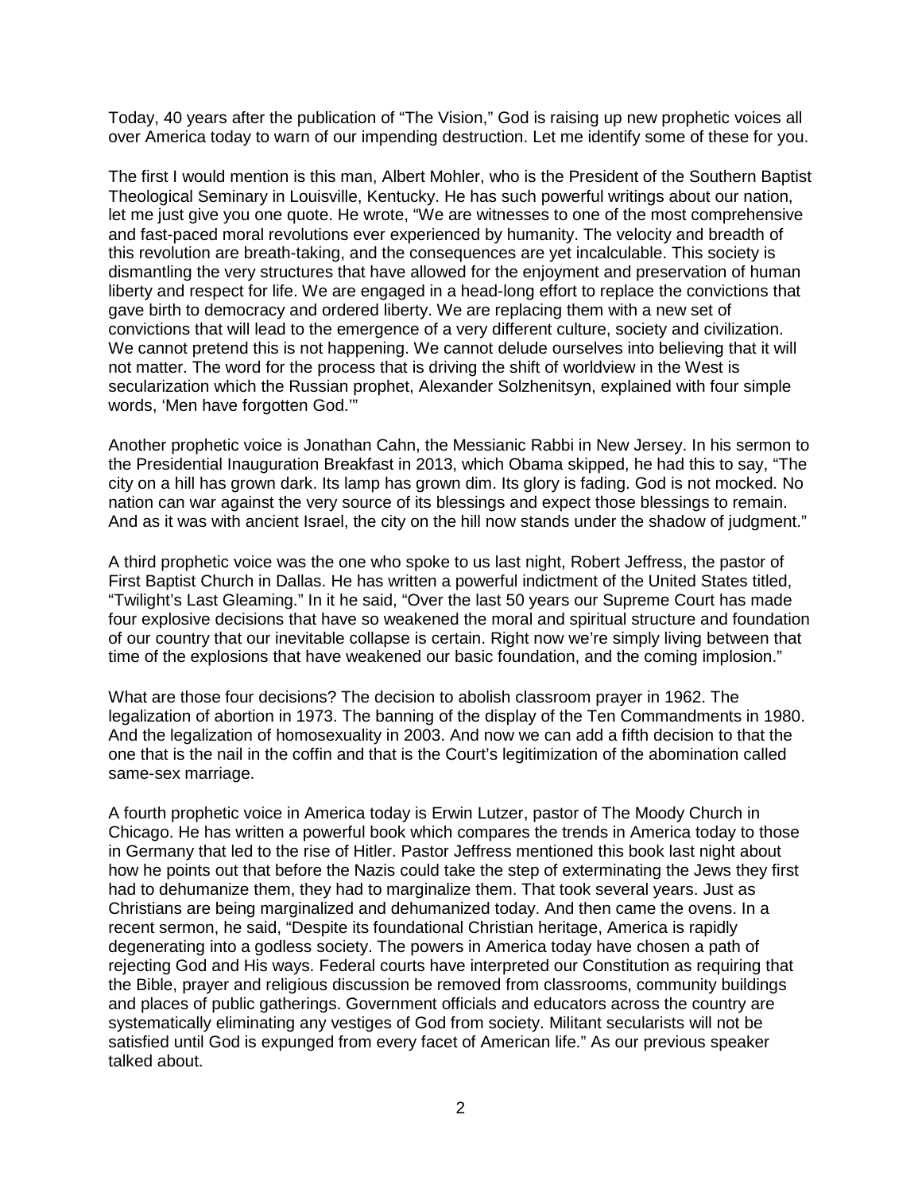Today, 40 years after the publication of "The Vision," God is raising up new prophetic voices all over America today to warn of our impending destruction. Let me identify some of these for you.

The first I would mention is this man, Albert Mohler, who is the President of the Southern Baptist Theological Seminary in Louisville, Kentucky. He has such powerful writings about our nation, let me just give you one quote. He wrote, "We are witnesses to one of the most comprehensive and fast-paced moral revolutions ever experienced by humanity. The velocity and breadth of this revolution are breath-taking, and the consequences are yet incalculable. This society is dismantling the very structures that have allowed for the enjoyment and preservation of human liberty and respect for life. We are engaged in a head-long effort to replace the convictions that gave birth to democracy and ordered liberty. We are replacing them with a new set of convictions that will lead to the emergence of a very different culture, society and civilization. We cannot pretend this is not happening. We cannot delude ourselves into believing that it will not matter. The word for the process that is driving the shift of worldview in the West is secularization which the Russian prophet, Alexander Solzhenitsyn, explained with four simple words, 'Men have forgotten God.'"

Another prophetic voice is Jonathan Cahn, the Messianic Rabbi in New Jersey. In his sermon to the Presidential Inauguration Breakfast in 2013, which Obama skipped, he had this to say, "The city on a hill has grown dark. Its lamp has grown dim. Its glory is fading. God is not mocked. No nation can war against the very source of its blessings and expect those blessings to remain. And as it was with ancient Israel, the city on the hill now stands under the shadow of judgment."

A third prophetic voice was the one who spoke to us last night, Robert Jeffress, the pastor of First Baptist Church in Dallas. He has written a powerful indictment of the United States titled, "Twilight's Last Gleaming." In it he said, "Over the last 50 years our Supreme Court has made four explosive decisions that have so weakened the moral and spiritual structure and foundation of our country that our inevitable collapse is certain. Right now we're simply living between that time of the explosions that have weakened our basic foundation, and the coming implosion."

What are those four decisions? The decision to abolish classroom prayer in 1962. The legalization of abortion in 1973. The banning of the display of the Ten Commandments in 1980. And the legalization of homosexuality in 2003. And now we can add a fifth decision to that the one that is the nail in the coffin and that is the Court's legitimization of the abomination called same-sex marriage.

A fourth prophetic voice in America today is Erwin Lutzer, pastor of The Moody Church in Chicago. He has written a powerful book which compares the trends in America today to those in Germany that led to the rise of Hitler. Pastor Jeffress mentioned this book last night about how he points out that before the Nazis could take the step of exterminating the Jews they first had to dehumanize them, they had to marginalize them. That took several years. Just as Christians are being marginalized and dehumanized today. And then came the ovens. In a recent sermon, he said, "Despite its foundational Christian heritage, America is rapidly degenerating into a godless society. The powers in America today have chosen a path of rejecting God and His ways. Federal courts have interpreted our Constitution as requiring that the Bible, prayer and religious discussion be removed from classrooms, community buildings and places of public gatherings. Government officials and educators across the country are systematically eliminating any vestiges of God from society. Militant secularists will not be satisfied until God is expunged from every facet of American life." As our previous speaker talked about.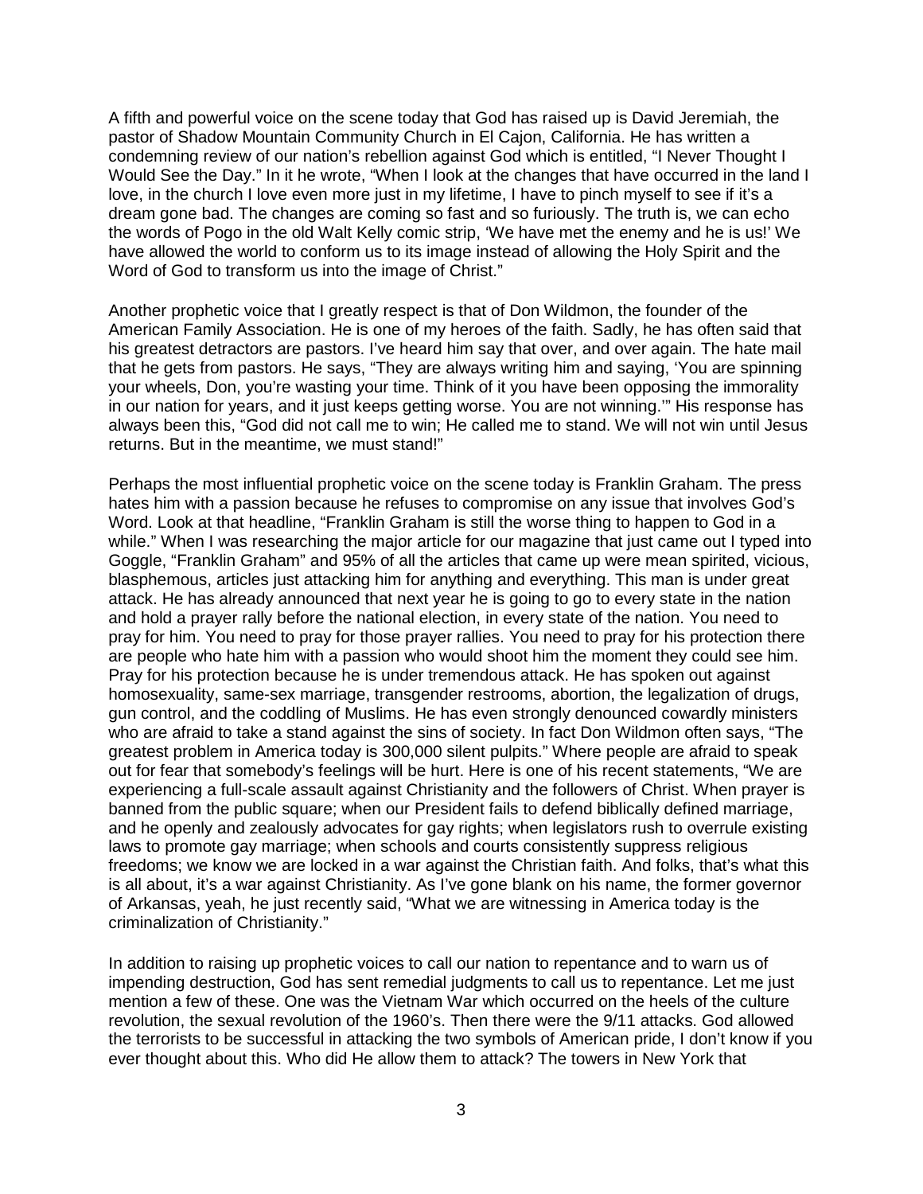A fifth and powerful voice on the scene today that God has raised up is David Jeremiah, the pastor of Shadow Mountain Community Church in El Cajon, California. He has written a condemning review of our nation's rebellion against God which is entitled, "I Never Thought I Would See the Day." In it he wrote, "When I look at the changes that have occurred in the land I love, in the church I love even more just in my lifetime, I have to pinch myself to see if it's a dream gone bad. The changes are coming so fast and so furiously. The truth is, we can echo the words of Pogo in the old Walt Kelly comic strip, 'We have met the enemy and he is us!' We have allowed the world to conform us to its image instead of allowing the Holy Spirit and the Word of God to transform us into the image of Christ."

Another prophetic voice that I greatly respect is that of Don Wildmon, the founder of the American Family Association. He is one of my heroes of the faith. Sadly, he has often said that his greatest detractors are pastors. I've heard him say that over, and over again. The hate mail that he gets from pastors. He says, "They are always writing him and saying, 'You are spinning your wheels, Don, you're wasting your time. Think of it you have been opposing the immorality in our nation for years, and it just keeps getting worse. You are not winning.'" His response has always been this, "God did not call me to win; He called me to stand. We will not win until Jesus returns. But in the meantime, we must stand!"

Perhaps the most influential prophetic voice on the scene today is Franklin Graham. The press hates him with a passion because he refuses to compromise on any issue that involves God's Word. Look at that headline, "Franklin Graham is still the worse thing to happen to God in a while." When I was researching the major article for our magazine that just came out I typed into Goggle, "Franklin Graham" and 95% of all the articles that came up were mean spirited, vicious, blasphemous, articles just attacking him for anything and everything. This man is under great attack. He has already announced that next year he is going to go to every state in the nation and hold a prayer rally before the national election, in every state of the nation. You need to pray for him. You need to pray for those prayer rallies. You need to pray for his protection there are people who hate him with a passion who would shoot him the moment they could see him. Pray for his protection because he is under tremendous attack. He has spoken out against homosexuality, same-sex marriage, transgender restrooms, abortion, the legalization of drugs, gun control, and the coddling of Muslims. He has even strongly denounced cowardly ministers who are afraid to take a stand against the sins of society. In fact Don Wildmon often says, "The greatest problem in America today is 300,000 silent pulpits." Where people are afraid to speak out for fear that somebody's feelings will be hurt. Here is one of his recent statements, "We are experiencing a full-scale assault against Christianity and the followers of Christ. When prayer is banned from the public square; when our President fails to defend biblically defined marriage, and he openly and zealously advocates for gay rights; when legislators rush to overrule existing laws to promote gay marriage; when schools and courts consistently suppress religious freedoms; we know we are locked in a war against the Christian faith. And folks, that's what this is all about, it's a war against Christianity. As I've gone blank on his name, the former governor of Arkansas, yeah, he just recently said, "What we are witnessing in America today is the criminalization of Christianity."

In addition to raising up prophetic voices to call our nation to repentance and to warn us of impending destruction, God has sent remedial judgments to call us to repentance. Let me just mention a few of these. One was the Vietnam War which occurred on the heels of the culture revolution, the sexual revolution of the 1960's. Then there were the 9/11 attacks. God allowed the terrorists to be successful in attacking the two symbols of American pride, I don't know if you ever thought about this. Who did He allow them to attack? The towers in New York that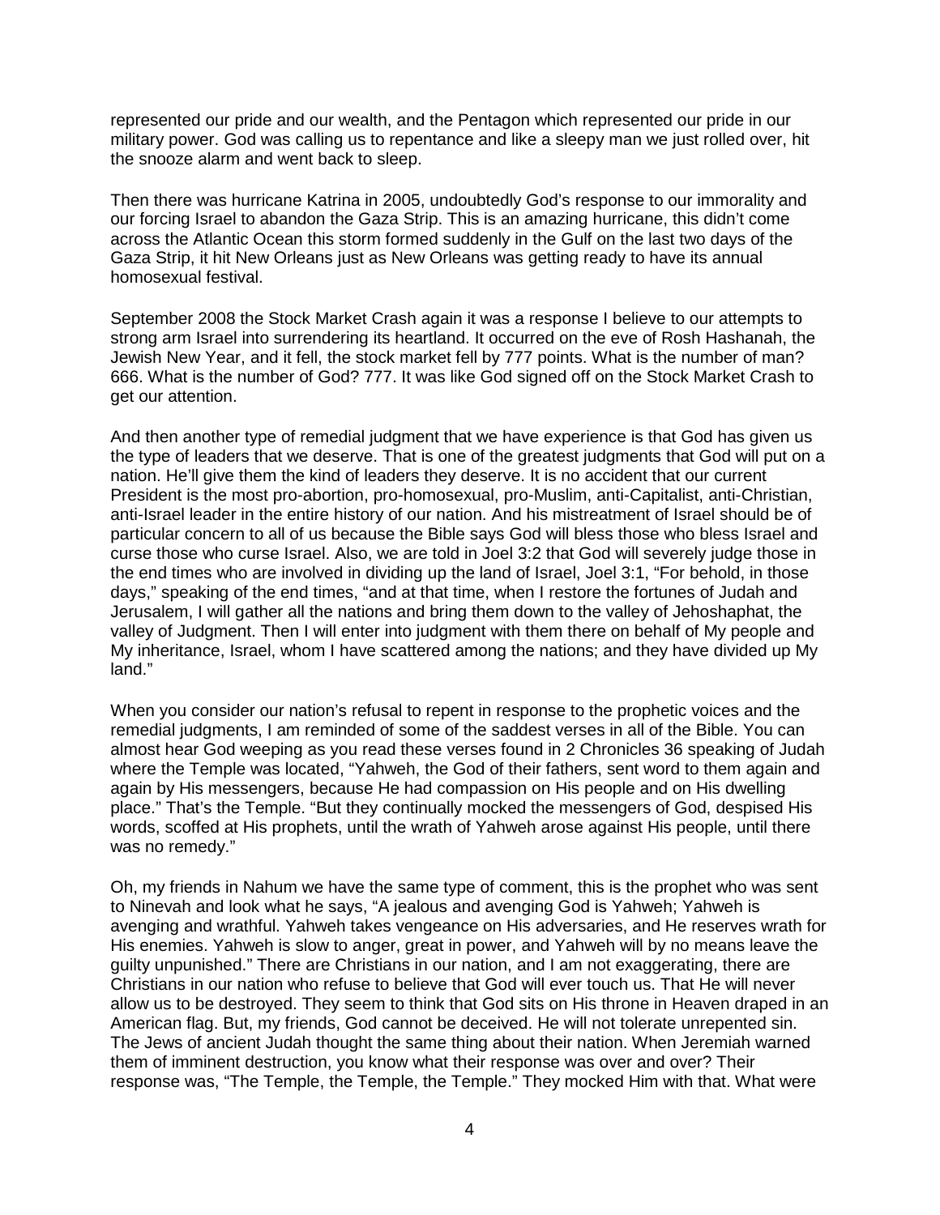represented our pride and our wealth, and the Pentagon which represented our pride in our military power. God was calling us to repentance and like a sleepy man we just rolled over, hit the snooze alarm and went back to sleep.

Then there was hurricane Katrina in 2005, undoubtedly God's response to our immorality and our forcing Israel to abandon the Gaza Strip. This is an amazing hurricane, this didn't come across the Atlantic Ocean this storm formed suddenly in the Gulf on the last two days of the Gaza Strip, it hit New Orleans just as New Orleans was getting ready to have its annual homosexual festival.

September 2008 the Stock Market Crash again it was a response I believe to our attempts to strong arm Israel into surrendering its heartland. It occurred on the eve of Rosh Hashanah, the Jewish New Year, and it fell, the stock market fell by 777 points. What is the number of man? 666. What is the number of God? 777. It was like God signed off on the Stock Market Crash to get our attention.

And then another type of remedial judgment that we have experience is that God has given us the type of leaders that we deserve. That is one of the greatest judgments that God will put on a nation. He'll give them the kind of leaders they deserve. It is no accident that our current President is the most pro-abortion, pro-homosexual, pro-Muslim, anti-Capitalist, anti-Christian, anti-Israel leader in the entire history of our nation. And his mistreatment of Israel should be of particular concern to all of us because the Bible says God will bless those who bless Israel and curse those who curse Israel. Also, we are told in Joel 3:2 that God will severely judge those in the end times who are involved in dividing up the land of Israel, Joel 3:1, "For behold, in those days," speaking of the end times, "and at that time, when I restore the fortunes of Judah and Jerusalem, I will gather all the nations and bring them down to the valley of Jehoshaphat, the valley of Judgment. Then I will enter into judgment with them there on behalf of My people and My inheritance, Israel, whom I have scattered among the nations; and they have divided up My land."

When you consider our nation's refusal to repent in response to the prophetic voices and the remedial judgments, I am reminded of some of the saddest verses in all of the Bible. You can almost hear God weeping as you read these verses found in 2 Chronicles 36 speaking of Judah where the Temple was located, "Yahweh, the God of their fathers, sent word to them again and again by His messengers, because He had compassion on His people and on His dwelling place." That's the Temple. "But they continually mocked the messengers of God, despised His words, scoffed at His prophets, until the wrath of Yahweh arose against His people, until there was no remedy."

Oh, my friends in Nahum we have the same type of comment, this is the prophet who was sent to Nineveh and look what he says, "A jealous and avenging God is Yahweh; Yahweh is avenging and wrathful. Yahweh takes vengeance on His adversaries, and He reserves wrath for His enemies. Yahweh is slow to anger, great in power, and Yahweh will by no means leave the guilty unpunished." There are Christians in our nation, and I am not exaggerating, there are Christians in our nation who refuse to believe that God will ever touch us. That He will never allow us to be destroyed. They seem to think that God sits on His throne in Heaven draped in an American flag. But, my friends, God cannot be deceived. He will not tolerate unrepented sin. The Jews of ancient Judah thought the same thing about their nation. When Jeremiah warned them of imminent destruction, you know what their response was over and over? Their response was, "The Temple, the Temple, the Temple." They mocked Him with that. What were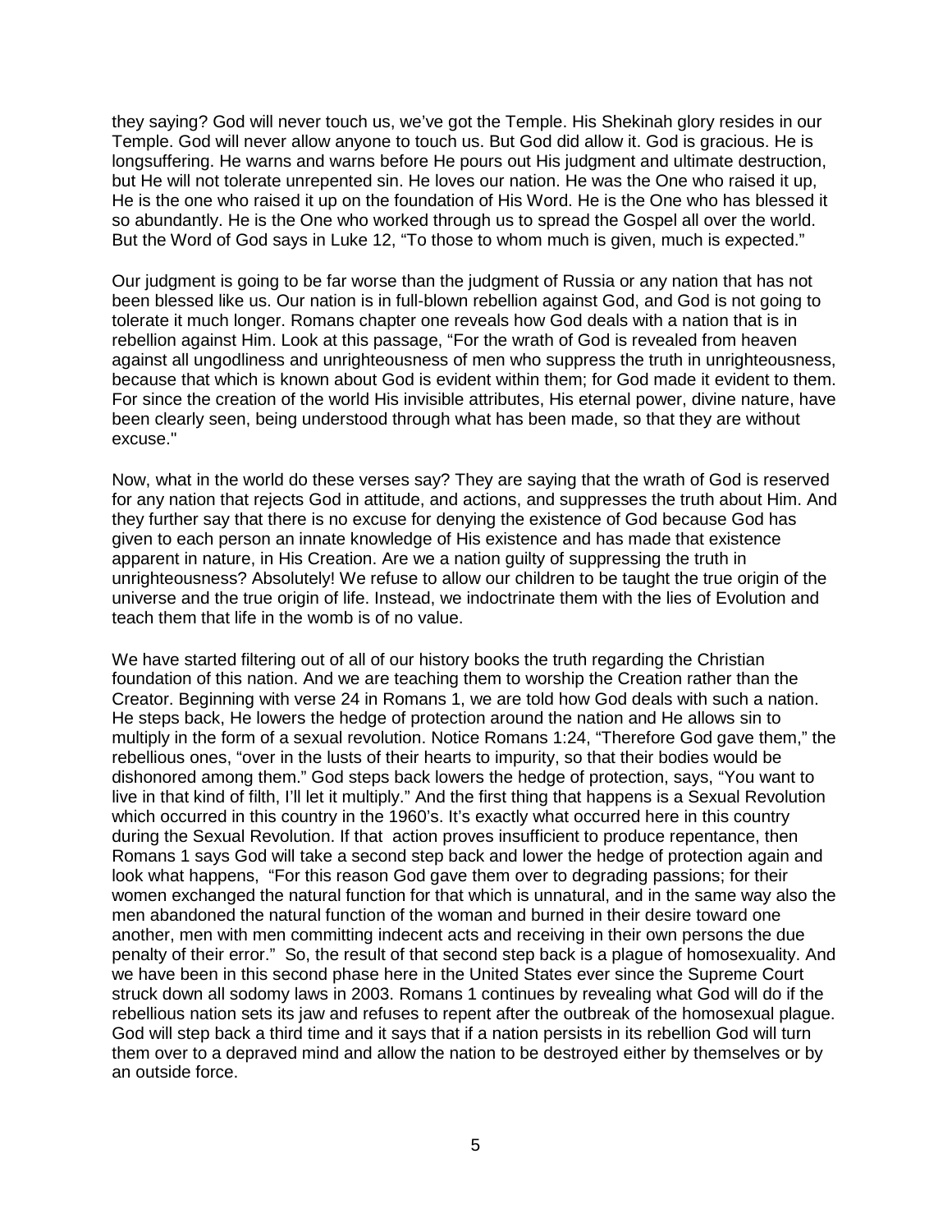they saying? God will never touch us, we've got the Temple. His Shekinah glory resides in our Temple. God will never allow anyone to touch us. But God did allow it. God is gracious. He is longsuffering. He warns and warns before He pours out His judgment and ultimate destruction, but He will not tolerate unrepented sin. He loves our nation. He was the One who raised it up, He is the one who raised it up on the foundation of His Word. He is the One who has blessed it so abundantly. He is the One who worked through us to spread the Gospel all over the world. But the Word of God says in Luke 12, "To those to whom much is given, much is expected."

Our judgment is going to be far worse than the judgment of Russia or any nation that has not been blessed like us. Our nation is in full-blown rebellion against God, and God is not going to tolerate it much longer. Romans chapter one reveals how God deals with a nation that is in rebellion against Him. Look at this passage, "For the wrath of God is revealed from heaven against all ungodliness and unrighteousness of men who suppress the truth in unrighteousness, because that which is known about God is evident within them; for God made it evident to them. For since the creation of the world His invisible attributes, His eternal power, divine nature, have been clearly seen, being understood through what has been made, so that they are without excuse."

Now, what in the world do these verses say? They are saying that the wrath of God is reserved for any nation that rejects God in attitude, and actions, and suppresses the truth about Him. And they further say that there is no excuse for denying the existence of God because God has given to each person an innate knowledge of His existence and has made that existence apparent in nature, in His Creation. Are we a nation guilty of suppressing the truth in unrighteousness? Absolutely! We refuse to allow our children to be taught the true origin of the universe and the true origin of life. Instead, we indoctrinate them with the lies of Evolution and teach them that life in the womb is of no value.

We have started filtering out of all of our history books the truth regarding the Christian foundation of this nation. And we are teaching them to worship the Creation rather than the Creator. Beginning with verse 24 in Romans 1, we are told how God deals with such a nation. He steps back, He lowers the hedge of protection around the nation and He allows sin to multiply in the form of a sexual revolution. Notice Romans 1:24, "Therefore God gave them," the rebellious ones, "over in the lusts of their hearts to impurity, so that their bodies would be dishonored among them." God steps back lowers the hedge of protection, says, "You want to live in that kind of filth, I'll let it multiply." And the first thing that happens is a Sexual Revolution which occurred in this country in the 1960's. It's exactly what occurred here in this country during the Sexual Revolution. If that action proves insufficient to produce repentance, then Romans 1 says God will take a second step back and lower the hedge of protection again and look what happens, "For this reason God gave them over to degrading passions; for their women exchanged the natural function for that which is unnatural, and in the same way also the men abandoned the natural function of the woman and burned in their desire toward one another, men with men committing indecent acts and receiving in their own persons the due penalty of their error." So, the result of that second step back is a plague of homosexuality. And we have been in this second phase here in the United States ever since the Supreme Court struck down all sodomy laws in 2003. Romans 1 continues by revealing what God will do if the rebellious nation sets its jaw and refuses to repent after the outbreak of the homosexual plague. God will step back a third time and it says that if a nation persists in its rebellion God will turn them over to a depraved mind and allow the nation to be destroyed either by themselves or by an outside force.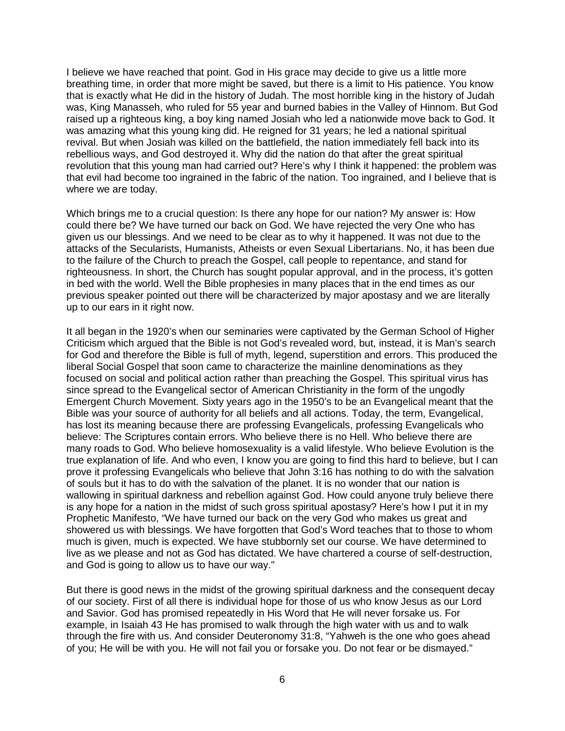I believe we have reached that point. God in His grace may decide to give us a little more breathing time, in order that more might be saved, but there is a limit to His patience. You know that is exactly what He did in the history of Judah. The most horrible king in the history of Judah was, King Manasseh, who ruled for 55 year and burned babies in the Valley of Hinnom. But God raised up a righteous king, a boy king named Josiah who led a nationwide move back to God. It was amazing what this young king did. He reigned for 31 years; he led a national spiritual revival. But when Josiah was killed on the battlefield, the nation immediately fell back into its rebellious ways, and God destroyed it. Why did the nation do that after the great spiritual revolution that this young man had carried out? Here's why I think it happened: the problem was that evil had become too ingrained in the fabric of the nation. Too ingrained, and I believe that is where we are today.

Which brings me to a crucial question: Is there any hope for our nation? My answer is: How could there be? We have turned our back on God. We have rejected the very One who has given us our blessings. And we need to be clear as to why it happened. It was not due to the attacks of the Secularists, Humanists, Atheists or even Sexual Libertarians. No, it has been due to the failure of the Church to preach the Gospel, call people to repentance, and stand for righteousness. In short, the Church has sought popular approval, and in the process, it's gotten in bed with the world. Well the Bible prophesies in many places that in the end times as our previous speaker pointed out there will be characterized by major apostasy and we are literally up to our ears in it right now.

It all began in the 1920's when our seminaries were captivated by the German School of Higher Criticism which argued that the Bible is not God's revealed word, but, instead, it is Man's search for God and therefore the Bible is full of myth, legend, superstition and errors. This produced the liberal Social Gospel that soon came to characterize the mainline denominations as they focused on social and political action rather than preaching the Gospel. This spiritual virus has since spread to the Evangelical sector of American Christianity in the form of the ungodly Emergent Church Movement. Sixty years ago in the 1950's to be an Evangelical meant that the Bible was your source of authority for all beliefs and all actions. Today, the term, Evangelical, has lost its meaning because there are professing Evangelicals, professing Evangelicals who believe: The Scriptures contain errors. Who believe there is no Hell. Who believe there are many roads to God. Who believe homosexuality is a valid lifestyle. Who believe Evolution is the true explanation of life. And who even, I know you are going to find this hard to believe, but I can prove it professing Evangelicals who believe that John 3:16 has nothing to do with the salvation of souls but it has to do with the salvation of the planet. It is no wonder that our nation is wallowing in spiritual darkness and rebellion against God. How could anyone truly believe there is any hope for a nation in the midst of such gross spiritual apostasy? Here's how I put it in my Prophetic Manifesto, "We have turned our back on the very God who makes us great and showered us with blessings. We have forgotten that God's Word teaches that to those to whom much is given, much is expected. We have stubbornly set our course. We have determined to live as we please and not as God has dictated. We have chartered a course of self-destruction, and God is going to allow us to have our way."

But there is good news in the midst of the growing spiritual darkness and the consequent decay of our society. First of all there is individual hope for those of us who know Jesus as our Lord and Savior. God has promised repeatedly in His Word that He will never forsake us. For example, in Isaiah 43 He has promised to walk through the high water with us and to walk through the fire with us. And consider Deuteronomy 31:8, "Yahweh is the one who goes ahead of you; He will be with you. He will not fail you or forsake you. Do not fear or be dismayed."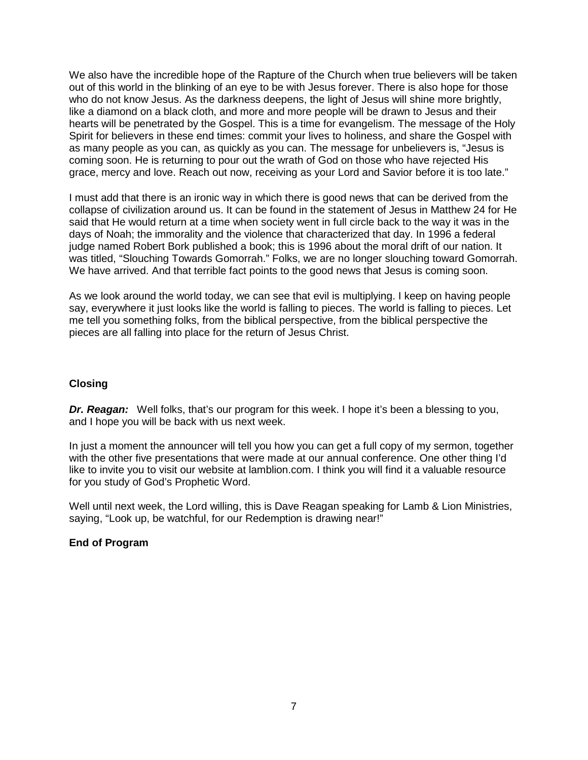We also have the incredible hope of the Rapture of the Church when true believers will be taken out of this world in the blinking of an eye to be with Jesus forever. There is also hope for those who do not know Jesus. As the darkness deepens, the light of Jesus will shine more brightly, like a diamond on a black cloth, and more and more people will be drawn to Jesus and their hearts will be penetrated by the Gospel. This is a time for evangelism. The message of the Holy Spirit for believers in these end times: commit your lives to holiness, and share the Gospel with as many people as you can, as quickly as you can. The message for unbelievers is, "Jesus is coming soon. He is returning to pour out the wrath of God on those who have rejected His grace, mercy and love. Reach out now, receiving as your Lord and Savior before it is too late."

I must add that there is an ironic way in which there is good news that can be derived from the collapse of civilization around us. It can be found in the statement of Jesus in Matthew 24 for He said that He would return at a time when society went in full circle back to the way it was in the days of Noah; the immorality and the violence that characterized that day. In 1996 a federal judge named Robert Bork published a book; this is 1996 about the moral drift of our nation. It was titled, "Slouching Towards Gomorrah." Folks, we are no longer slouching toward Gomorrah. We have arrived. And that terrible fact points to the good news that Jesus is coming soon.

As we look around the world today, we can see that evil is multiplying. I keep on having people say, everywhere it just looks like the world is falling to pieces. The world is falling to pieces. Let me tell you something folks, from the biblical perspective, from the biblical perspective the pieces are all falling into place for the return of Jesus Christ.

**Closing**

***Dr. Reagan:*** Well folks, that's our program for this week. I hope it's been a blessing to you, and I hope you will be back with us next week.

In just a moment the announcer will tell you how you can get a full copy of my sermon, together with the other five presentations that were made at our annual conference. One other thing I'd like to invite you to visit our website at lamblion.com. I think you will find it a valuable resource for you study of God's Prophetic Word.

Well until next week, the Lord willing, this is Dave Reagan speaking for Lamb & Lion Ministries, saying, "Look up, be watchful, for our Redemption is drawing near!"

**End of Program**